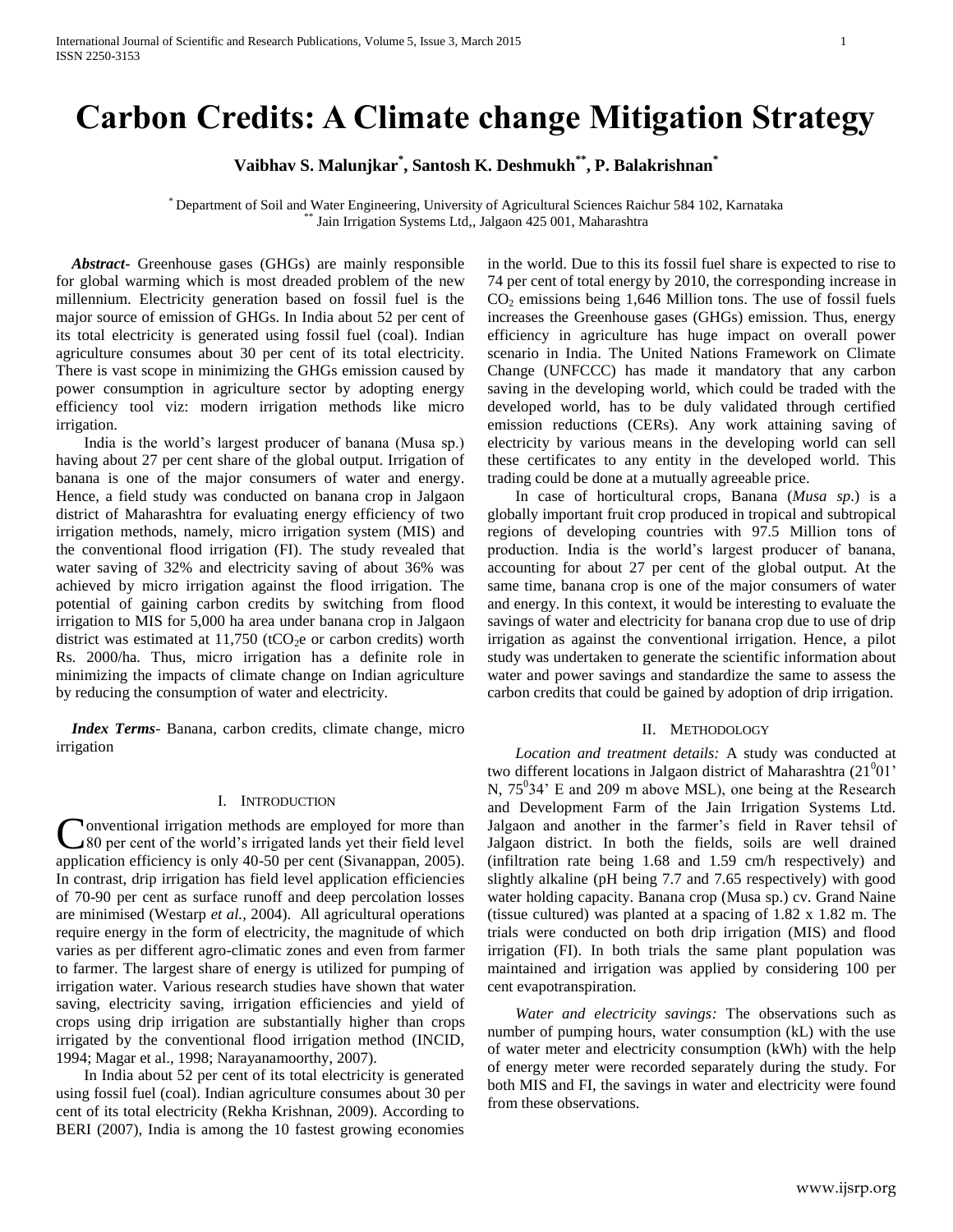# Carbon Credits: A Climate change Mitigation Strategy

**Vaibhav S. Malunjkar[*], Santosh K. Deshmukh[**], P. Balakrishnan[*]**

[*] Department of Soil and Water Engineering, University of Agricultural Sciences Raichur 584 102, Karnataka
[**] Jain Irrigation Systems Ltd,, Jalgaon 425 001, Maharashtra

***Abstract-*** Greenhouse gases (GHGs) are mainly responsible for global warming which is most dreaded problem of the new millennium. Electricity generation based on fossil fuel is the major source of emission of GHGs. In India about 52 per cent of its total electricity is generated using fossil fuel (coal). Indian agriculture consumes about 30 per cent of its total electricity. There is vast scope in minimizing the GHGs emission caused by power consumption in agriculture sector by adopting energy efficiency tool viz: modern irrigation methods like micro irrigation.

India is the world's largest producer of banana (Musa sp.) having about 27 per cent share of the global output. Irrigation of banana is one of the major consumers of water and energy. Hence, a field study was conducted on banana crop in Jalgaon district of Maharashtra for evaluating energy efficiency of two irrigation methods, namely, micro irrigation system (MIS) and the conventional flood irrigation (FI). The study revealed that water saving of 32% and electricity saving of about 36% was achieved by micro irrigation against the flood irrigation. The potential of gaining carbon credits by switching from flood irrigation to MIS for 5,000 ha area under banana crop in Jalgaon district was estimated at 11,750 (t$CO_2$e or carbon credits) worth Rs. 2000/ha. Thus, micro irrigation has a definite role in minimizing the impacts of climate change on Indian agriculture by reducing the consumption of water and electricity.

***Index Terms-*** Banana, carbon credits, climate change, micro irrigation

## I. Introduction

Conventional irrigation methods are employed for more than 80 per cent of the world's irrigated lands yet their field level application efficiency is only 40-50 per cent (Sivanappan, 2005). In contrast, drip irrigation has field level application efficiencies of 70-90 per cent as surface runoff and deep percolation losses are minimised (Westarp *et al.,* 2004). All agricultural operations require energy in the form of electricity, the magnitude of which varies as per different agro-climatic zones and even from farmer to farmer. The largest share of energy is utilized for pumping of irrigation water. Various research studies have shown that water saving, electricity saving, irrigation efficiencies and yield of crops using drip irrigation are substantially higher than crops irrigated by the conventional flood irrigation method (INCID, 1994; Magar et al., 1998; Narayanamoorthy, 2007).

In India about 52 per cent of its total electricity is generated using fossil fuel (coal). Indian agriculture consumes about 30 per cent of its total electricity (Rekha Krishnan, 2009). According to BERI (2007), India is among the 10 fastest growing economies in the world. Due to this its fossil fuel share is expected to rise to 74 per cent of total energy by 2010, the corresponding increase in $CO_2$ emissions being 1,646 Million tons. The use of fossil fuels increases the Greenhouse gases (GHGs) emission. Thus, energy efficiency in agriculture has huge impact on overall power scenario in India. The United Nations Framework on Climate Change (UNFCCC) has made it mandatory that any carbon saving in the developing world, which could be traded with the developed world, has to be duly validated through certified emission reductions (CERs). Any work attaining saving of electricity by various means in the developing world can sell these certificates to any entity in the developed world. This trading could be done at a mutually agreeable price.

In case of horticultural crops, Banana (*Musa sp*.) is a globally important fruit crop produced in tropical and subtropical regions of developing countries with 97.5 Million tons of production. India is the world's largest producer of banana, accounting for about 27 per cent of the global output. At the same time, banana crop is one of the major consumers of water and energy. In this context, it would be interesting to evaluate the savings of water and electricity for banana crop due to use of drip irrigation as against the conventional irrigation. Hence, a pilot study was undertaken to generate the scientific information about water and power savings and standardize the same to assess the carbon credits that could be gained by adoption of drip irrigation.

## II. Methodology

*Location and treatment details:* A study was conducted at two different locations in Jalgaon district of Maharashtra ($21^0 01'$ N, $75^0 34'$ E and 209 m above MSL), one being at the Research and Development Farm of the Jain Irrigation Systems Ltd. Jalgaon and another in the farmer's field in Raver tehsil of Jalgaon district. In both the fields, soils are well drained (infiltration rate being 1.68 and 1.59 cm/h respectively) and slightly alkaline (pH being 7.7 and 7.65 respectively) with good water holding capacity. Banana crop (Musa sp.) cv. Grand Naine (tissue cultured) was planted at a spacing of 1.82 x 1.82 m. The trials were conducted on both drip irrigation (MIS) and flood irrigation (FI). In both trials the same plant population was maintained and irrigation was applied by considering 100 per cent evapotranspiration.

*Water and electricity savings:* The observations such as number of pumping hours, water consumption (kL) with the use of water meter and electricity consumption (kWh) with the help of energy meter were recorded separately during the study. For both MIS and FI, the savings in water and electricity were found from these observations.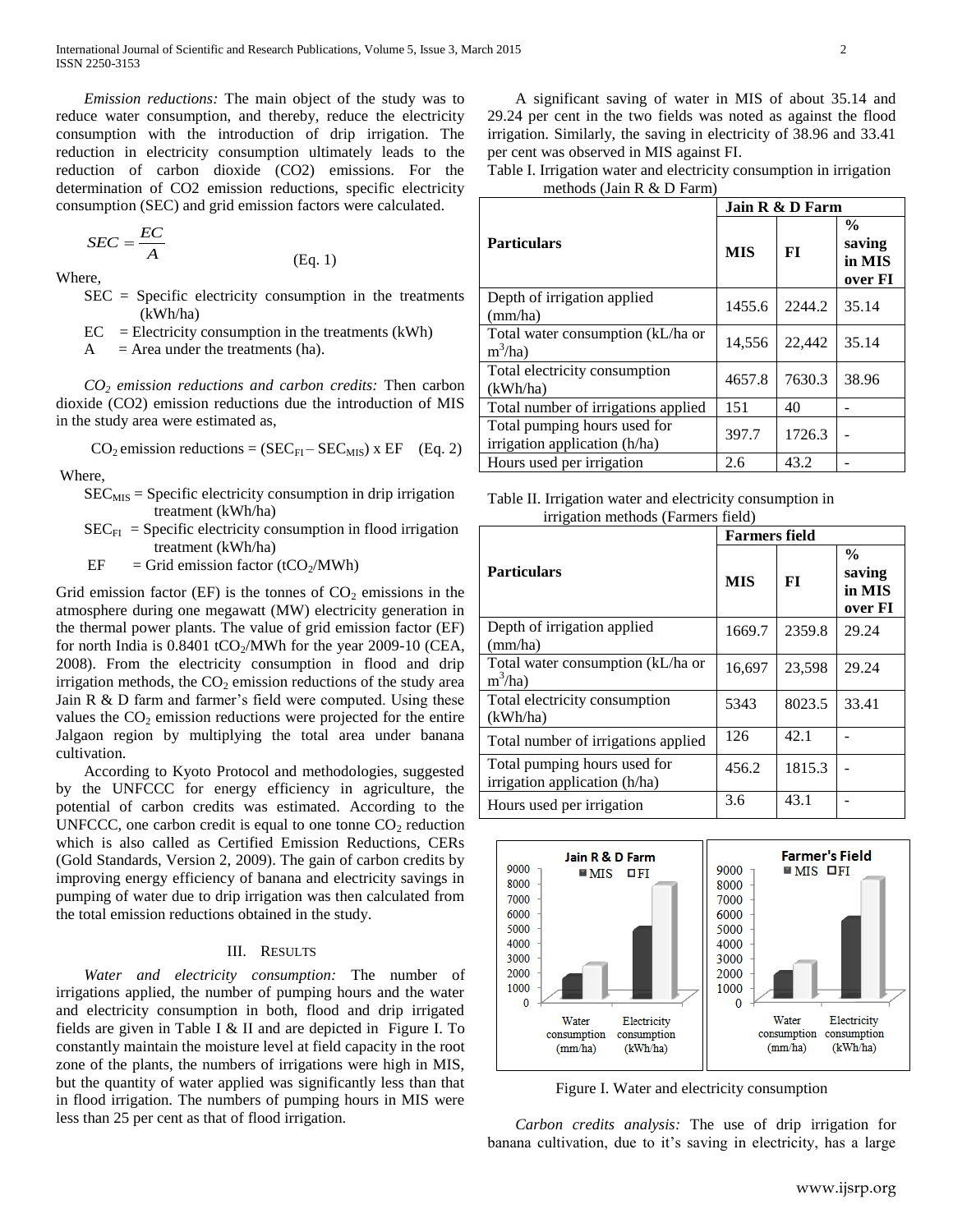*Emission reductions:* The main object of the study was to reduce water consumption, and thereby, reduce the electricity consumption with the introduction of drip irrigation. The reduction in electricity consumption ultimately leads to the reduction of carbon dioxide (CO2) emissions. For the determination of CO2 emission reductions, specific electricity consumption (SEC) and grid emission factors were calculated.

$$SEC = \frac{EC}{A} \qquad \text{(Eq. 1)}$$

Where,

SEC = Specific electricity consumption in the treatments (kWh/ha)

EC = Electricity consumption in the treatments (kWh)

A = Area under the treatments (ha).

*$CO_2$ emission reductions and carbon credits:* Then carbon dioxide (CO2) emission reductions due the introduction of MIS in the study area were estimated as,

$$CO_2 \text{ emission reductions} = (SEC_{FI} - SEC_{MIS}) \times EF \qquad \text{(Eq. 2)}$$

Where,

$SEC_{MIS}$ = Specific electricity consumption in drip irrigation treatment (kWh/ha)

$SEC_{FI}$ = Specific electricity consumption in flood irrigation treatment (kWh/ha)

EF = Grid emission factor ($tCO_2$/MWh)

Grid emission factor (EF) is the tonnes of $CO_2$ emissions in the atmosphere during one megawatt (MW) electricity generation in the thermal power plants. The value of grid emission factor (EF) for north India is 0.8401 $tCO_2$/MWh for the year 2009-10 (CEA, 2008). From the electricity consumption in flood and drip irrigation methods, the $CO_2$ emission reductions of the study area Jain R & D farm and farmer's field were computed. Using these values the $CO_2$ emission reductions were projected for the entire Jalgaon region by multiplying the total area under banana cultivation.

According to Kyoto Protocol and methodologies, suggested by the UNFCCC for energy efficiency in agriculture, the potential of carbon credits was estimated. According to the UNFCCC, one carbon credit is equal to one tonne $CO_2$ reduction which is also called as Certified Emission Reductions, CERs (Gold Standards, Version 2, 2009). The gain of carbon credits by improving energy efficiency of banana and electricity savings in pumping of water due to drip irrigation was then calculated from the total emission reductions obtained in the study.

## III. Results

*Water and electricity consumption:* The number of irrigations applied, the number of pumping hours and the water and electricity consumption in both, flood and drip irrigated fields are given in Table I & II and are depicted in Figure I. To constantly maintain the moisture level at field capacity in the root zone of the plants, the numbers of irrigations were high in MIS, but the quantity of water applied was significantly less than that in flood irrigation. The numbers of pumping hours in MIS were less than 25 per cent as that of flood irrigation.

A significant saving of water in MIS of about 35.14 and 29.24 per cent in the two fields was noted as against the flood irrigation. Similarly, the saving in electricity of 38.96 and 33.41 per cent was observed in MIS against FI.

Table I. Irrigation water and electricity consumption in irrigation methods (Jain R & D Farm)

| Particulars | Jain R & D Farm | | |
|---|---|---|---|
| | **MIS** | **FI** | **% saving in MIS over FI** |
| Depth of irrigation applied (mm/ha) | 1455.6 | 2244.2 | 35.14 |
| Total water consumption (kL/ha or $m^3$/ha) | 14,556 | 22,442 | 35.14 |
| Total electricity consumption (kWh/ha) | 4657.8 | 7630.3 | 38.96 |
| Total number of irrigations applied | 151 | 40 | - |
| Total pumping hours used for irrigation application (h/ha) | 397.7 | 1726.3 | - |
| Hours used per irrigation | 2.6 | 43.2 | - |

Table II. Irrigation water and electricity consumption in irrigation methods (Farmers field)

| Particulars | Farmers field | | |
|---|---|---|---|
| | **MIS** | **FI** | **% saving in MIS over FI** |
| Depth of irrigation applied (mm/ha) | 1669.7 | 2359.8 | 29.24 |
| Total water consumption (kL/ha or $m^3$/ha) | 16,697 | 23,598 | 29.24 |
| Total electricity consumption (kWh/ha) | 5343 | 8023.5 | 33.41 |
| Total number of irrigations applied | 126 | 42.1 | - |
| Total pumping hours used for irrigation application (h/ha) | 456.2 | 1815.3 | - |
| Hours used per irrigation | 3.6 | 43.1 | - |

Figure I. Water and electricity consumption

*Carbon credits analysis:* The use of drip irrigation for banana cultivation, due to it's saving in electricity, has a large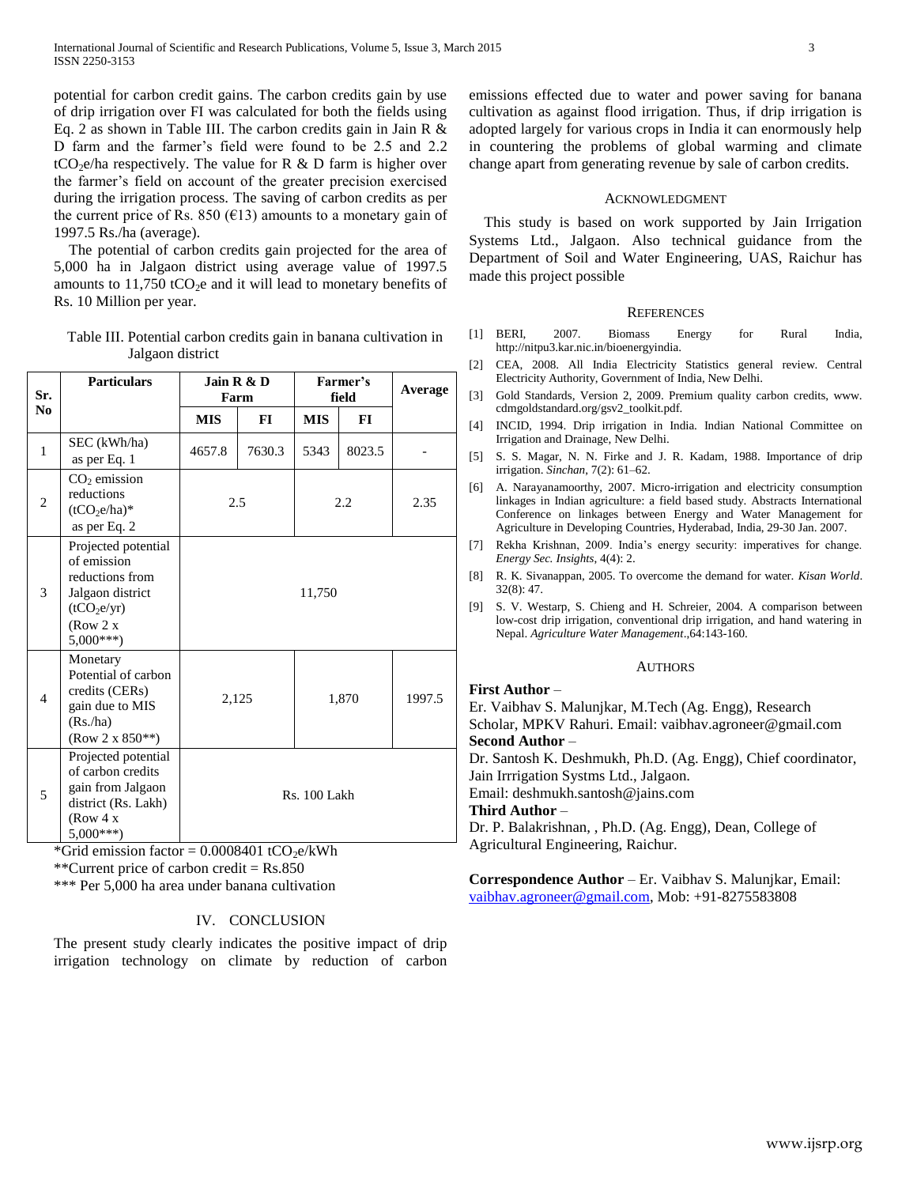potential for carbon credit gains. The carbon credits gain by use of drip irrigation over FI was calculated for both the fields using Eq. 2 as shown in Table III. The carbon credits gain in Jain R & D farm and the farmer's field were found to be 2.5 and 2.2 $tCO_2e$/ha respectively. The value for R & D farm is higher over the farmer's field on account of the greater precision exercised during the irrigation process. The saving of carbon credits as per the current price of Rs. 850 (€13) amounts to a monetary gain of 1997.5 Rs./ha (average).

The potential of carbon credits gain projected for the area of 5,000 ha in Jalgaon district using average value of 1997.5 amounts to 11,750 $tCO_2e$ and it will lead to monetary benefits of Rs. 10 Million per year.

Table III. Potential carbon credits gain in banana cultivation in Jalgaon district

| Sr. No | Particulars | Jain R & D Farm | | Farmer's field | | Average |
|---|---|---|---|---|---|---|
| | | MIS | FI | MIS | FI | |
| 1 | SEC (kWh/ha) as per Eq. 1 | 4657.8 | 7630.3 | 5343 | 8023.5 | - |
| 2 | $CO_2$ emission reductions ($tCO_2e$/ha)* as per Eq. 2 | 2.5 | | 2.2 | | 2.35 |
| 3 | Projected potential of emission reductions from Jalgaon district ($tCO_2e$/yr) (Row 2 x 5,000***) | 11,750 | | | | |
| 4 | Monetary Potential of carbon credits (CERs) gain due to MIS (Rs./ha) (Row 2 x 850**) | 2,125 | | 1,870 | | 1997.5 |
| 5 | Projected potential of carbon credits gain from Jalgaon district (Rs. Lakh) (Row 4 x 5,000***) | Rs. 100 Lakh | | | | |

*Grid emission factor = 0.0008401 $tCO_2e$/kWh

**Current price of carbon credit = Rs.850

*** Per 5,000 ha area under banana cultivation

## IV. Conclusion

The present study clearly indicates the positive impact of drip irrigation technology on climate by reduction of carbon emissions effected due to water and power saving for banana cultivation as against flood irrigation. Thus, if drip irrigation is adopted largely for various crops in India it can enormously help in countering the problems of global warming and climate change apart from generating revenue by sale of carbon credits.

## Acknowledgment

This study is based on work supported by Jain Irrigation Systems Ltd., Jalgaon. Also technical guidance from the Department of Soil and Water Engineering, UAS, Raichur has made this project possible

## References

[1] BERI, 2007. Biomass Energy for Rural India, http://nitpu3.kar.nic.in/bioenergyindia.

[2] CEA, 2008. All India Electricity Statistics general review. Central Electricity Authority, Government of India, New Delhi.

[3] Gold Standards, Version 2, 2009. Premium quality carbon credits, www. cdmgoldstandard.org/gsv2_toolkit.pdf.

[4] INCID, 1994. Drip irrigation in India. Indian National Committee on Irrigation and Drainage, New Delhi.

[5] S. S. Magar, N. N. Firke and J. R. Kadam, 1988. Importance of drip irrigation. *Sinchan*, 7(2): 61–62.

[6] A. Narayanamoorthy, 2007. Micro-irrigation and electricity consumption linkages in Indian agriculture: a field based study. Abstracts International Conference on linkages between Energy and Water Management for Agriculture in Developing Countries, Hyderabad, India, 29-30 Jan. 2007.

[7] Rekha Krishnan, 2009. India's energy security: imperatives for change. *Energy Sec. Insights*, 4(4): 2.

[8] R. K. Sivanappan, 2005. To overcome the demand for water. *Kisan World*. 32(8): 47.

[9] S. V. Westarp, S. Chieng and H. Schreier, 2004. A comparison between low-cost drip irrigation, conventional drip irrigation, and hand watering in Nepal. *Agriculture Water Management*.,64:143-160.

## Authors

**First Author** – Er. Vaibhav S. Malunjkar, M.Tech (Ag. Engg), Research Scholar, MPKV Rahuri. Email: vaibhav.agroneer@gmail.com

**Second Author** – Dr. Santosh K. Deshmukh, Ph.D. (Ag. Engg), Chief coordinator, Jain Irrrigation Systms Ltd., Jalgaon. Email: deshmukh.santosh@jains.com

**Third Author** – Dr. P. Balakrishnan, , Ph.D. (Ag. Engg), Dean, College of Agricultural Engineering, Raichur.

**Correspondence Author** – Er. Vaibhav S. Malunjkar, Email: vaibhav.agroneer@gmail.com, Mob: +91-8275583808